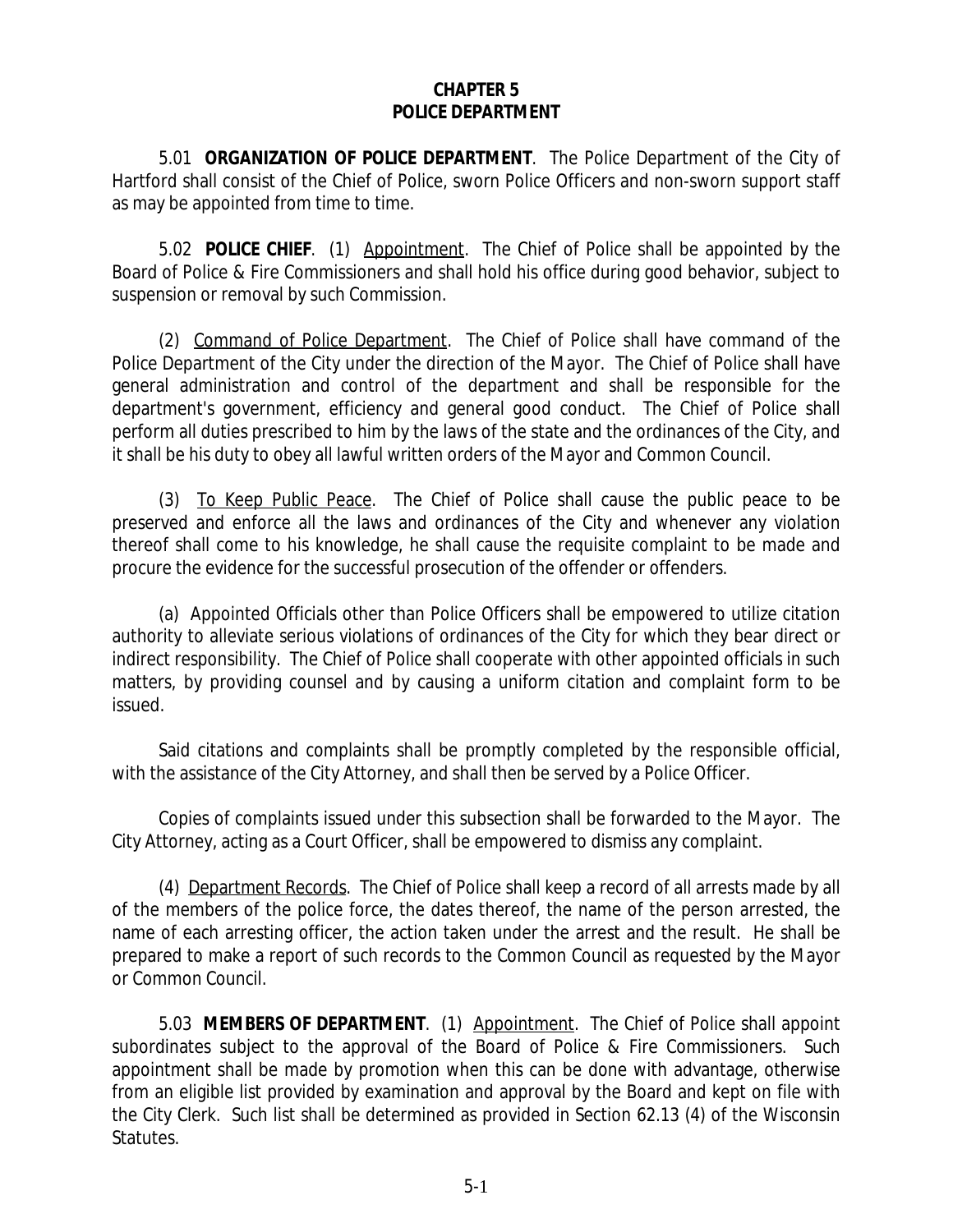# CHAPTER 5
# POLICE DEPARTMENT

5.01 **ORGANIZATION OF POLICE DEPARTMENT**. The Police Department of the City of Hartford shall consist of the Chief of Police, sworn Police Officers and non-sworn support staff as may be appointed from time to time.

5.02 **POLICE CHIEF**. (1) Appointment. The Chief of Police shall be appointed by the Board of Police & Fire Commissioners and shall hold his office during good behavior, subject to suspension or removal by such Commission.

(2) Command of Police Department. The Chief of Police shall have command of the Police Department of the City under the direction of the Mayor. The Chief of Police shall have general administration and control of the department and shall be responsible for the department's government, efficiency and general good conduct. The Chief of Police shall perform all duties prescribed to him by the laws of the state and the ordinances of the City, and it shall be his duty to obey all lawful written orders of the Mayor and Common Council.

(3) To Keep Public Peace. The Chief of Police shall cause the public peace to be preserved and enforce all the laws and ordinances of the City and whenever any violation thereof shall come to his knowledge, he shall cause the requisite complaint to be made and procure the evidence for the successful prosecution of the offender or offenders.

(a) Appointed Officials other than Police Officers shall be empowered to utilize citation authority to alleviate serious violations of ordinances of the City for which they bear direct or indirect responsibility. The Chief of Police shall cooperate with other appointed officials in such matters, by providing counsel and by causing a uniform citation and complaint form to be issued.

Said citations and complaints shall be promptly completed by the responsible official, with the assistance of the City Attorney, and shall then be served by a Police Officer.

Copies of complaints issued under this subsection shall be forwarded to the Mayor. The City Attorney, acting as a Court Officer, shall be empowered to dismiss any complaint.

(4) Department Records. The Chief of Police shall keep a record of all arrests made by all of the members of the police force, the dates thereof, the name of the person arrested, the name of each arresting officer, the action taken under the arrest and the result. He shall be prepared to make a report of such records to the Common Council as requested by the Mayor or Common Council.

5.03 **MEMBERS OF DEPARTMENT**. (1) Appointment. The Chief of Police shall appoint subordinates subject to the approval of the Board of Police & Fire Commissioners. Such appointment shall be made by promotion when this can be done with advantage, otherwise from an eligible list provided by examination and approval by the Board and kept on file with the City Clerk. Such list shall be determined as provided in Section 62.13 (4) of the Wisconsin Statutes.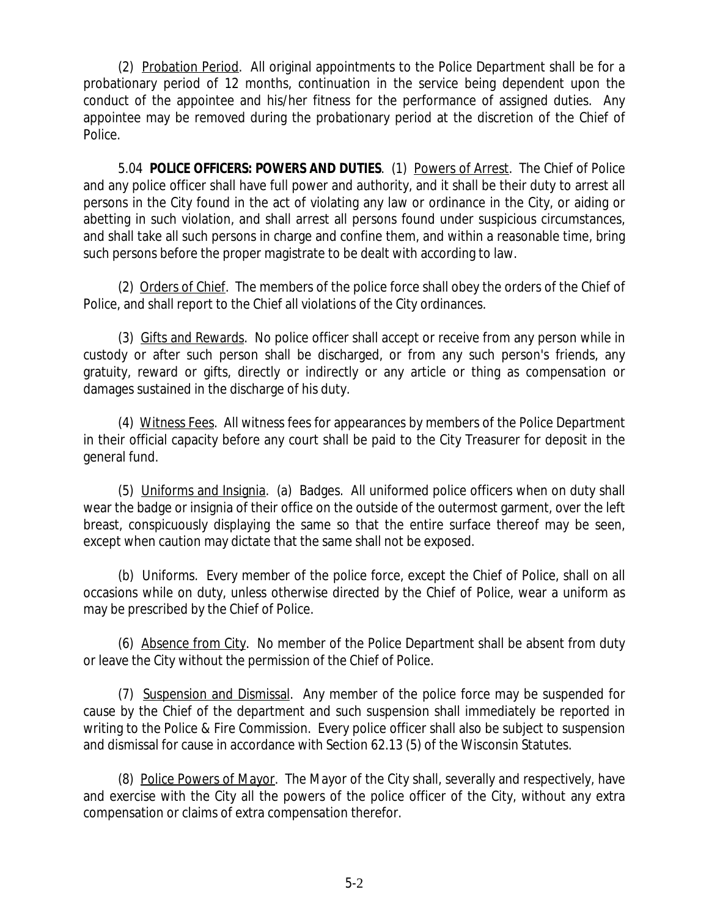(2) Probation Period. All original appointments to the Police Department shall be for a probationary period of 12 months, continuation in the service being dependent upon the conduct of the appointee and his/her fitness for the performance of assigned duties. Any appointee may be removed during the probationary period at the discretion of the Chief of Police.

5.04 **POLICE OFFICERS: POWERS AND DUTIES**. (1) Powers of Arrest. The Chief of Police and any police officer shall have full power and authority, and it shall be their duty to arrest all persons in the City found in the act of violating any law or ordinance in the City, or aiding or abetting in such violation, and shall arrest all persons found under suspicious circumstances, and shall take all such persons in charge and confine them, and within a reasonable time, bring such persons before the proper magistrate to be dealt with according to law.

(2) Orders of Chief. The members of the police force shall obey the orders of the Chief of Police, and shall report to the Chief all violations of the City ordinances.

(3) Gifts and Rewards. No police officer shall accept or receive from any person while in custody or after such person shall be discharged, or from any such person's friends, any gratuity, reward or gifts, directly or indirectly or any article or thing as compensation or damages sustained in the discharge of his duty.

(4) Witness Fees. All witness fees for appearances by members of the Police Department in their official capacity before any court shall be paid to the City Treasurer for deposit in the general fund.

(5) Uniforms and Insignia. (a) Badges. All uniformed police officers when on duty shall wear the badge or insignia of their office on the outside of the outermost garment, over the left breast, conspicuously displaying the same so that the entire surface thereof may be seen, except when caution may dictate that the same shall not be exposed.

(b) Uniforms. Every member of the police force, except the Chief of Police, shall on all occasions while on duty, unless otherwise directed by the Chief of Police, wear a uniform as may be prescribed by the Chief of Police.

(6) Absence from City. No member of the Police Department shall be absent from duty or leave the City without the permission of the Chief of Police.

(7) Suspension and Dismissal. Any member of the police force may be suspended for cause by the Chief of the department and such suspension shall immediately be reported in writing to the Police & Fire Commission. Every police officer shall also be subject to suspension and dismissal for cause in accordance with Section 62.13 (5) of the Wisconsin Statutes.

(8) Police Powers of Mayor. The Mayor of the City shall, severally and respectively, have and exercise with the City all the powers of the police officer of the City, without any extra compensation or claims of extra compensation therefor.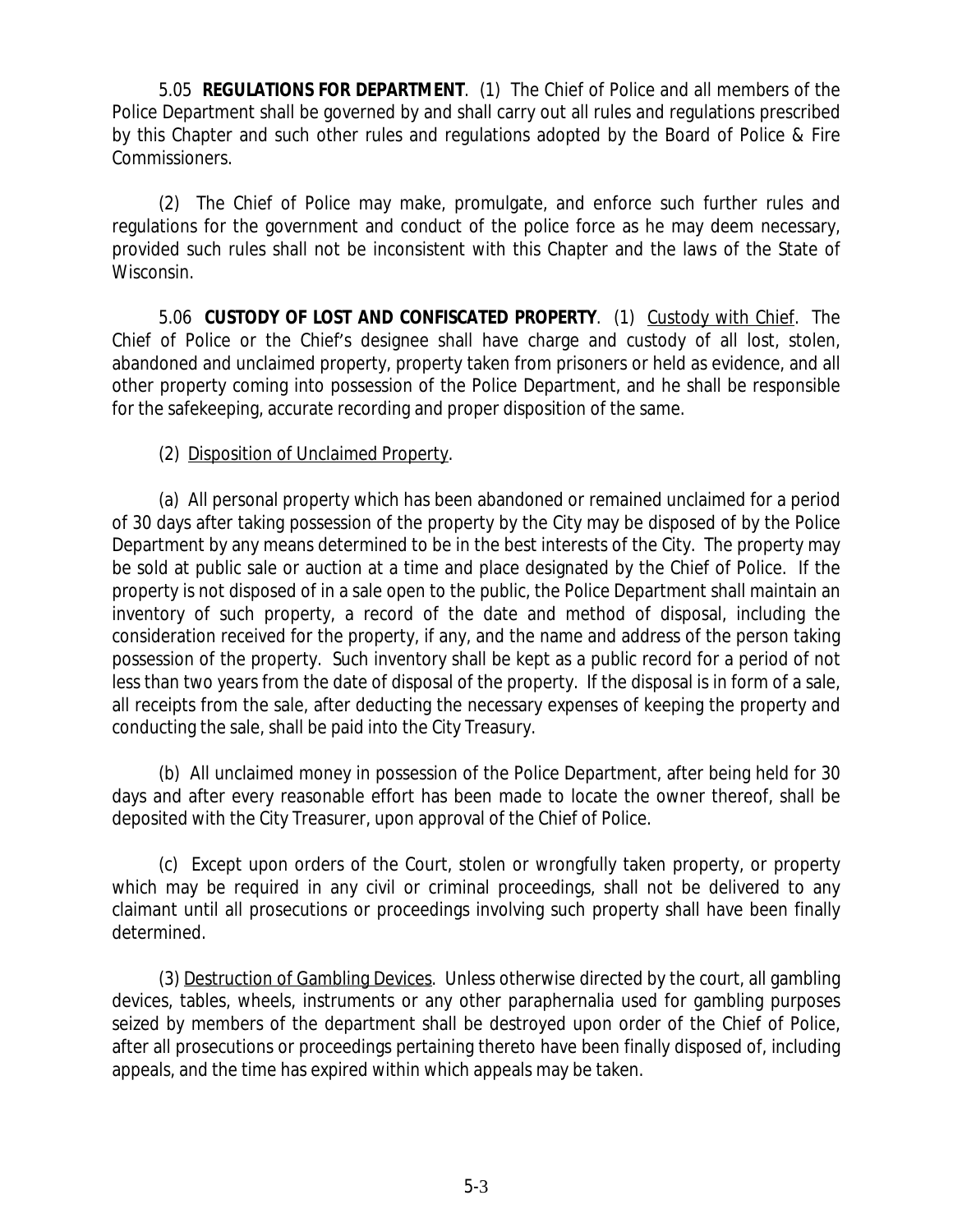5.05 **REGULATIONS FOR DEPARTMENT**. (1) The Chief of Police and all members of the Police Department shall be governed by and shall carry out all rules and regulations prescribed by this Chapter and such other rules and regulations adopted by the Board of Police & Fire Commissioners.

(2) The Chief of Police may make, promulgate, and enforce such further rules and regulations for the government and conduct of the police force as he may deem necessary, provided such rules shall not be inconsistent with this Chapter and the laws of the State of Wisconsin.

5.06 **CUSTODY OF LOST AND CONFISCATED PROPERTY**. (1) Custody with Chief. The Chief of Police or the Chief's designee shall have charge and custody of all lost, stolen, abandoned and unclaimed property, property taken from prisoners or held as evidence, and all other property coming into possession of the Police Department, and he shall be responsible for the safekeeping, accurate recording and proper disposition of the same.

(2) Disposition of Unclaimed Property.

(a) All personal property which has been abandoned or remained unclaimed for a period of 30 days after taking possession of the property by the City may be disposed of by the Police Department by any means determined to be in the best interests of the City. The property may be sold at public sale or auction at a time and place designated by the Chief of Police. If the property is not disposed of in a sale open to the public, the Police Department shall maintain an inventory of such property, a record of the date and method of disposal, including the consideration received for the property, if any, and the name and address of the person taking possession of the property. Such inventory shall be kept as a public record for a period of not less than two years from the date of disposal of the property. If the disposal is in form of a sale, all receipts from the sale, after deducting the necessary expenses of keeping the property and conducting the sale, shall be paid into the City Treasury.

(b) All unclaimed money in possession of the Police Department, after being held for 30 days and after every reasonable effort has been made to locate the owner thereof, shall be deposited with the City Treasurer, upon approval of the Chief of Police.

(c) Except upon orders of the Court, stolen or wrongfully taken property, or property which may be required in any civil or criminal proceedings, shall not be delivered to any claimant until all prosecutions or proceedings involving such property shall have been finally determined.

(3) Destruction of Gambling Devices. Unless otherwise directed by the court, all gambling devices, tables, wheels, instruments or any other paraphernalia used for gambling purposes seized by members of the department shall be destroyed upon order of the Chief of Police, after all prosecutions or proceedings pertaining thereto have been finally disposed of, including appeals, and the time has expired within which appeals may be taken.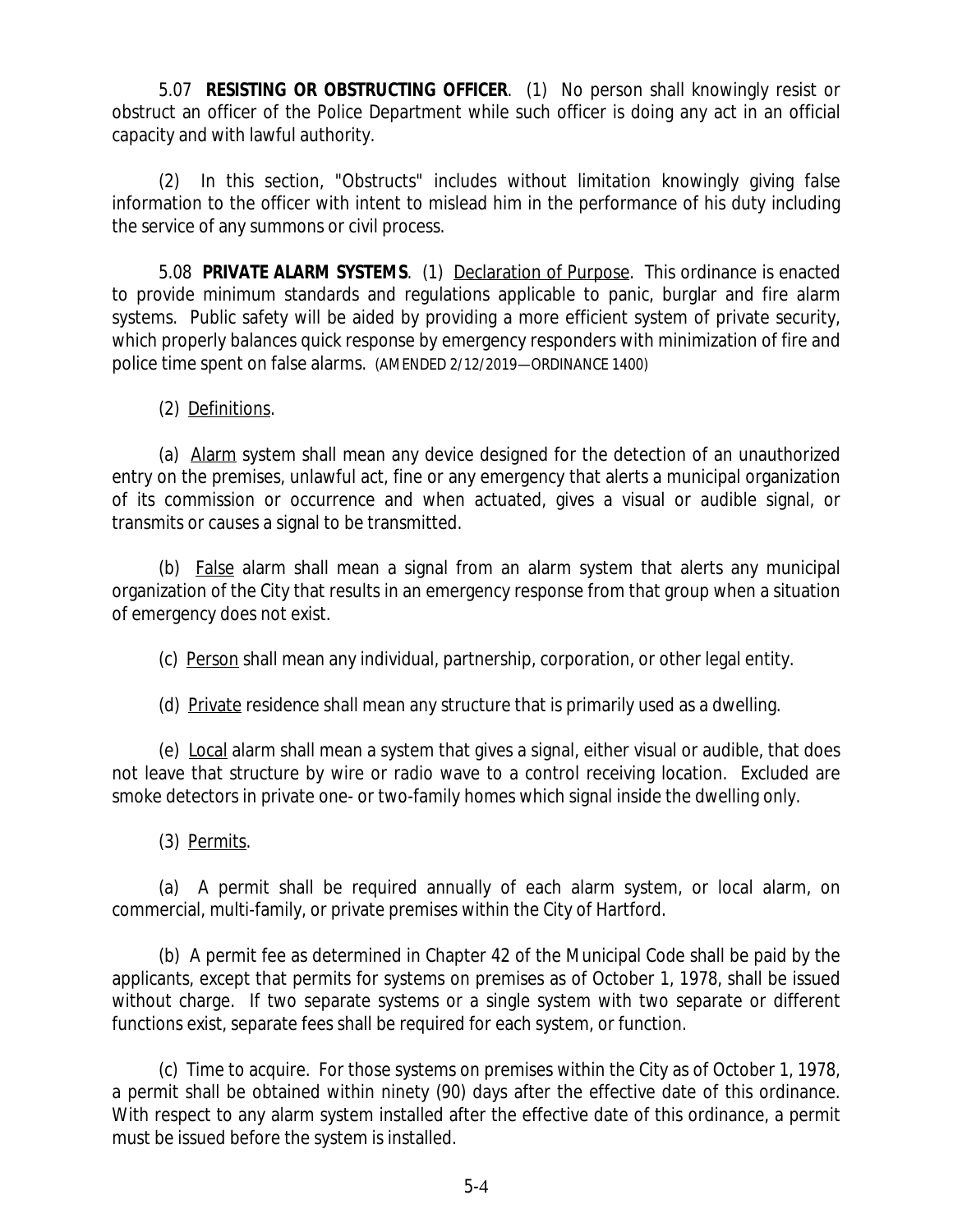5.07 **RESISTING OR OBSTRUCTING OFFICER**. (1) No person shall knowingly resist or obstruct an officer of the Police Department while such officer is doing any act in an official capacity and with lawful authority.

(2) In this section, "Obstructs" includes without limitation knowingly giving false information to the officer with intent to mislead him in the performance of his duty including the service of any summons or civil process.

5.08 **PRIVATE ALARM SYSTEMS**. (1) Declaration of Purpose. This ordinance is enacted to provide minimum standards and regulations applicable to panic, burglar and fire alarm systems. Public safety will be aided by providing a more efficient system of private security, which properly balances quick response by emergency responders with minimization of fire and police time spent on false alarms. (AMENDED 2/12/2019—ORDINANCE 1400)

(2) Definitions.

(a) Alarm system shall mean any device designed for the detection of an unauthorized entry on the premises, unlawful act, fine or any emergency that alerts a municipal organization of its commission or occurrence and when actuated, gives a visual or audible signal, or transmits or causes a signal to be transmitted.

(b) False alarm shall mean a signal from an alarm system that alerts any municipal organization of the City that results in an emergency response from that group when a situation of emergency does not exist.

(c) Person shall mean any individual, partnership, corporation, or other legal entity.

(d) Private residence shall mean any structure that is primarily used as a dwelling.

(e) Local alarm shall mean a system that gives a signal, either visual or audible, that does not leave that structure by wire or radio wave to a control receiving location. Excluded are smoke detectors in private one- or two-family homes which signal inside the dwelling only.

(3) Permits.

(a) A permit shall be required annually of each alarm system, or local alarm, on commercial, multi-family, or private premises within the City of Hartford.

(b) A permit fee as determined in Chapter 42 of the Municipal Code shall be paid by the applicants, except that permits for systems on premises as of October 1, 1978, shall be issued without charge. If two separate systems or a single system with two separate or different functions exist, separate fees shall be required for each system, or function.

(c) Time to acquire. For those systems on premises within the City as of October 1, 1978, a permit shall be obtained within ninety (90) days after the effective date of this ordinance. With respect to any alarm system installed after the effective date of this ordinance, a permit must be issued before the system is installed.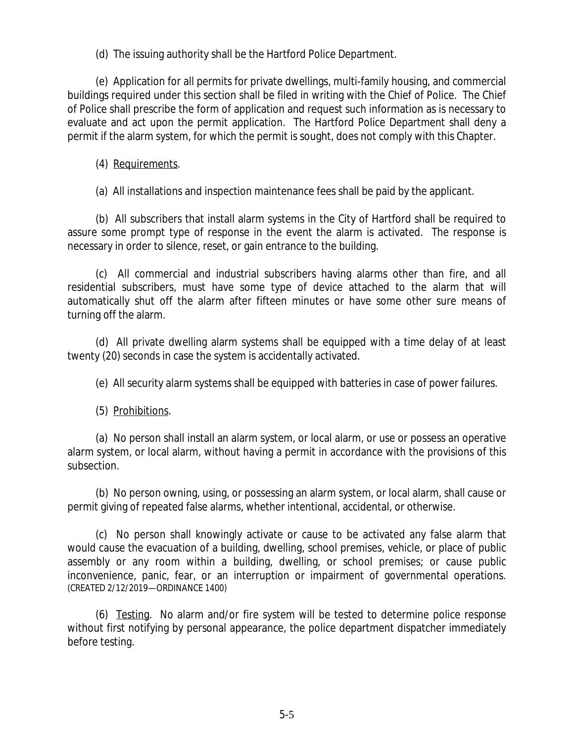(d) The issuing authority shall be the Hartford Police Department.

(e) Application for all permits for private dwellings, multi-family housing, and commercial buildings required under this section shall be filed in writing with the Chief of Police. The Chief of Police shall prescribe the form of application and request such information as is necessary to evaluate and act upon the permit application. The Hartford Police Department shall deny a permit if the alarm system, for which the permit is sought, does not comply with this Chapter.

(4) Requirements.

(a) All installations and inspection maintenance fees shall be paid by the applicant.

(b) All subscribers that install alarm systems in the City of Hartford shall be required to assure some prompt type of response in the event the alarm is activated. The response is necessary in order to silence, reset, or gain entrance to the building.

(c) All commercial and industrial subscribers having alarms other than fire, and all residential subscribers, must have some type of device attached to the alarm that will automatically shut off the alarm after fifteen minutes or have some other sure means of turning off the alarm.

(d) All private dwelling alarm systems shall be equipped with a time delay of at least twenty (20) seconds in case the system is accidentally activated.

(e) All security alarm systems shall be equipped with batteries in case of power failures.

(5) Prohibitions.

(a) No person shall install an alarm system, or local alarm, or use or possess an operative alarm system, or local alarm, without having a permit in accordance with the provisions of this subsection.

(b) No person owning, using, or possessing an alarm system, or local alarm, shall cause or permit giving of repeated false alarms, whether intentional, accidental, or otherwise.

(c) No person shall knowingly activate or cause to be activated any false alarm that would cause the evacuation of a building, dwelling, school premises, vehicle, or place of public assembly or any room within a building, dwelling, or school premises; or cause public inconvenience, panic, fear, or an interruption or impairment of governmental operations. (CREATED 2/12/2019—ORDINANCE 1400)

(6) Testing. No alarm and/or fire system will be tested to determine police response without first notifying by personal appearance, the police department dispatcher immediately before testing.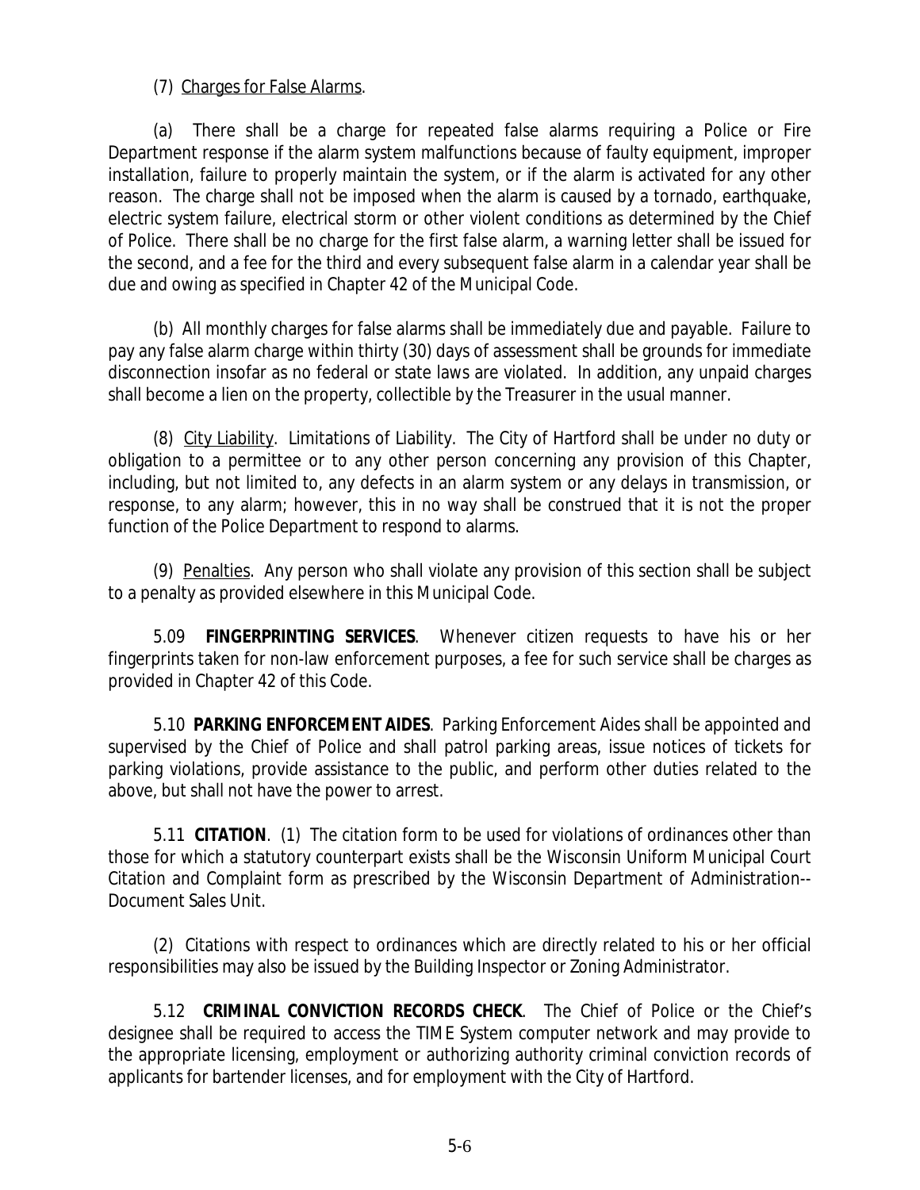(7) Charges for False Alarms.

(a) There shall be a charge for repeated false alarms requiring a Police or Fire Department response if the alarm system malfunctions because of faulty equipment, improper installation, failure to properly maintain the system, or if the alarm is activated for any other reason. The charge shall not be imposed when the alarm is caused by a tornado, earthquake, electric system failure, electrical storm or other violent conditions as determined by the Chief of Police. There shall be no charge for the first false alarm, a warning letter shall be issued for the second, and a fee for the third and every subsequent false alarm in a calendar year shall be due and owing as specified in Chapter 42 of the Municipal Code.

(b) All monthly charges for false alarms shall be immediately due and payable. Failure to pay any false alarm charge within thirty (30) days of assessment shall be grounds for immediate disconnection insofar as no federal or state laws are violated. In addition, any unpaid charges shall become a lien on the property, collectible by the Treasurer in the usual manner.

(8) City Liability. Limitations of Liability. The City of Hartford shall be under no duty or obligation to a permittee or to any other person concerning any provision of this Chapter, including, but not limited to, any defects in an alarm system or any delays in transmission, or response, to any alarm; however, this in no way shall be construed that it is not the proper function of the Police Department to respond to alarms.

(9) Penalties. Any person who shall violate any provision of this section shall be subject to a penalty as provided elsewhere in this Municipal Code.

5.09 **FINGERPRINTING SERVICES**. Whenever citizen requests to have his or her fingerprints taken for non-law enforcement purposes, a fee for such service shall be charges as provided in Chapter 42 of this Code.

5.10 **PARKING ENFORCEMENT AIDES**. Parking Enforcement Aides shall be appointed and supervised by the Chief of Police and shall patrol parking areas, issue notices of tickets for parking violations, provide assistance to the public, and perform other duties related to the above, but shall not have the power to arrest.

5.11 **CITATION**. (1) The citation form to be used for violations of ordinances other than those for which a statutory counterpart exists shall be the Wisconsin Uniform Municipal Court Citation and Complaint form as prescribed by the Wisconsin Department of Administration--Document Sales Unit.

(2) Citations with respect to ordinances which are directly related to his or her official responsibilities may also be issued by the Building Inspector or Zoning Administrator.

5.12 **CRIMINAL CONVICTION RECORDS CHECK**. The Chief of Police or the Chief's designee shall be required to access the TIME System computer network and may provide to the appropriate licensing, employment or authorizing authority criminal conviction records of applicants for bartender licenses, and for employment with the City of Hartford.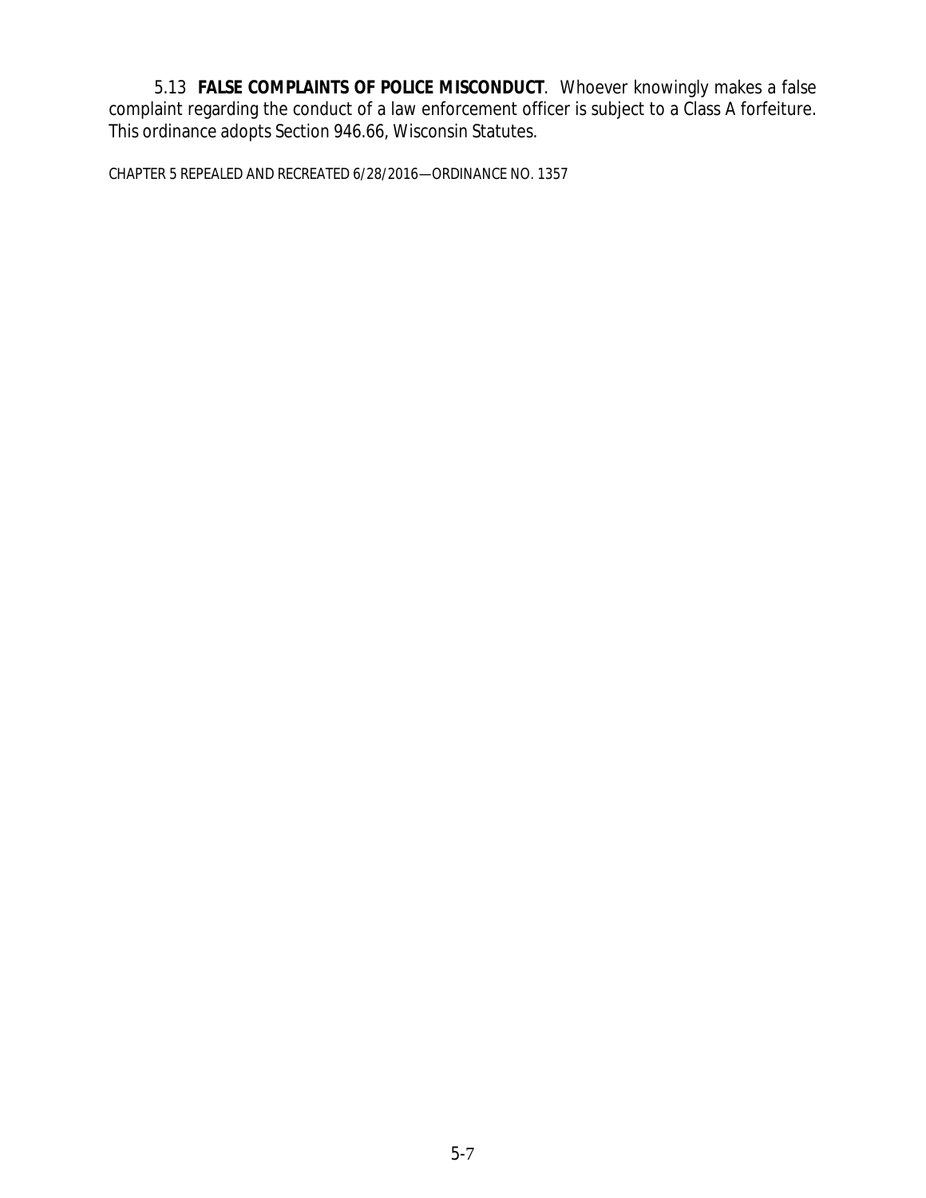5.13 **FALSE COMPLAINTS OF POLICE MISCONDUCT**. Whoever knowingly makes a false complaint regarding the conduct of a law enforcement officer is subject to a Class A forfeiture. This ordinance adopts Section 946.66, Wisconsin Statutes.

CHAPTER 5 REPEALED AND RECREATED 6/28/2016—ORDINANCE NO. 1357